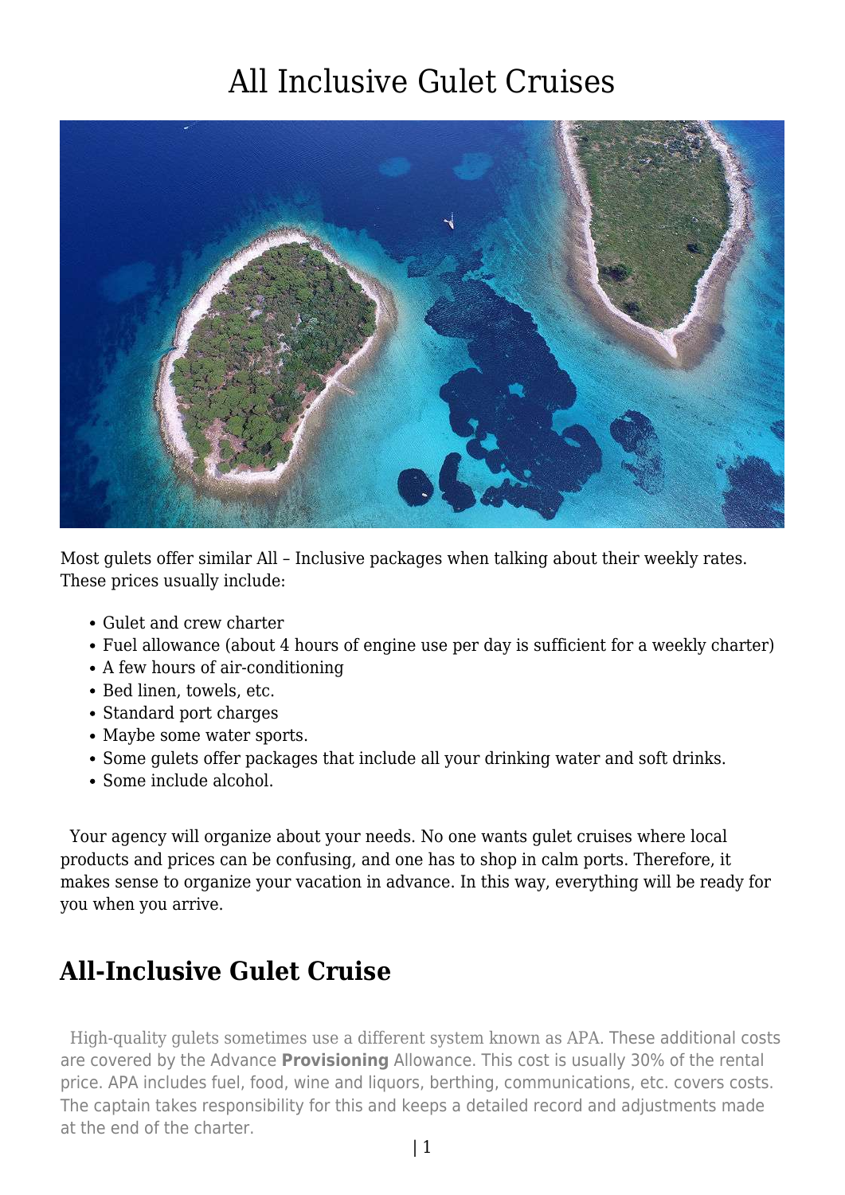# All Inclusive Gulet Cruises

Most gulets offer similar All – Inclusive packages when talking about their weekly rates. These prices usually include:

- Gulet and crew charter
- Fuel allowance (about 4 hours of engine use per day is sufficient for a weekly charter)
- A few hours of air-conditioning
- Bed linen, towels, etc.
- Standard port charges
- Maybe some water sports.
- Some gulets offer packages that include all your drinking water and soft drinks.
- Some include alcohol.

Your agency will organize about your needs. No one wants gulet cruises where local products and prices can be confusing, and one has to shop in calm ports. Therefore, it makes sense to organize your vacation in advance. In this way, everything will be ready for you when you arrive.

## All-Inclusive Gulet Cruise

High-quality gulets sometimes use a different system known as APA. These additional costs are covered by the Advance **Provisioning** Allowance. This cost is usually 30% of the rental price. APA includes fuel, food, wine and liquors, berthing, communications, etc. covers costs. The captain takes responsibility for this and keeps a detailed record and adjustments made at the end of the charter.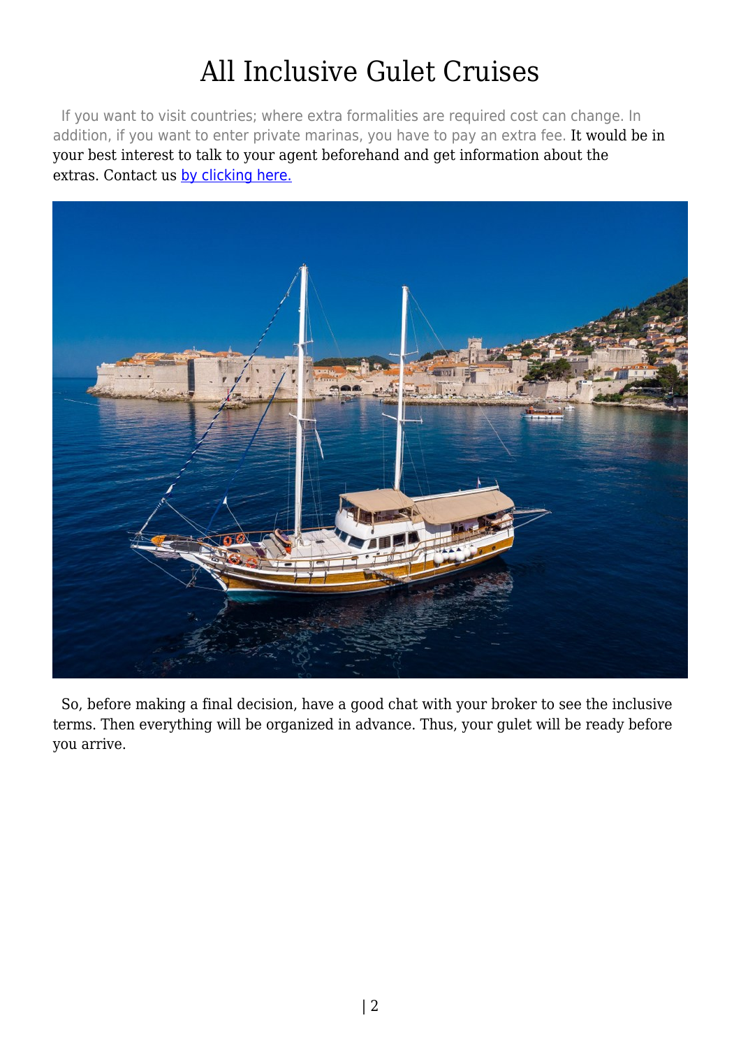# All Inclusive Gulet Cruises

If you want to visit countries; where extra formalities are required cost can change. In addition, if you want to enter private marinas, you have to pay an extra fee. It would be in your best interest to talk to your agent beforehand and get information about the extras. Contact us [by clicking here.]()

So, before making a final decision, have a good chat with your broker to see the inclusive terms. Then everything will be organized in advance. Thus, your gulet will be ready before you arrive.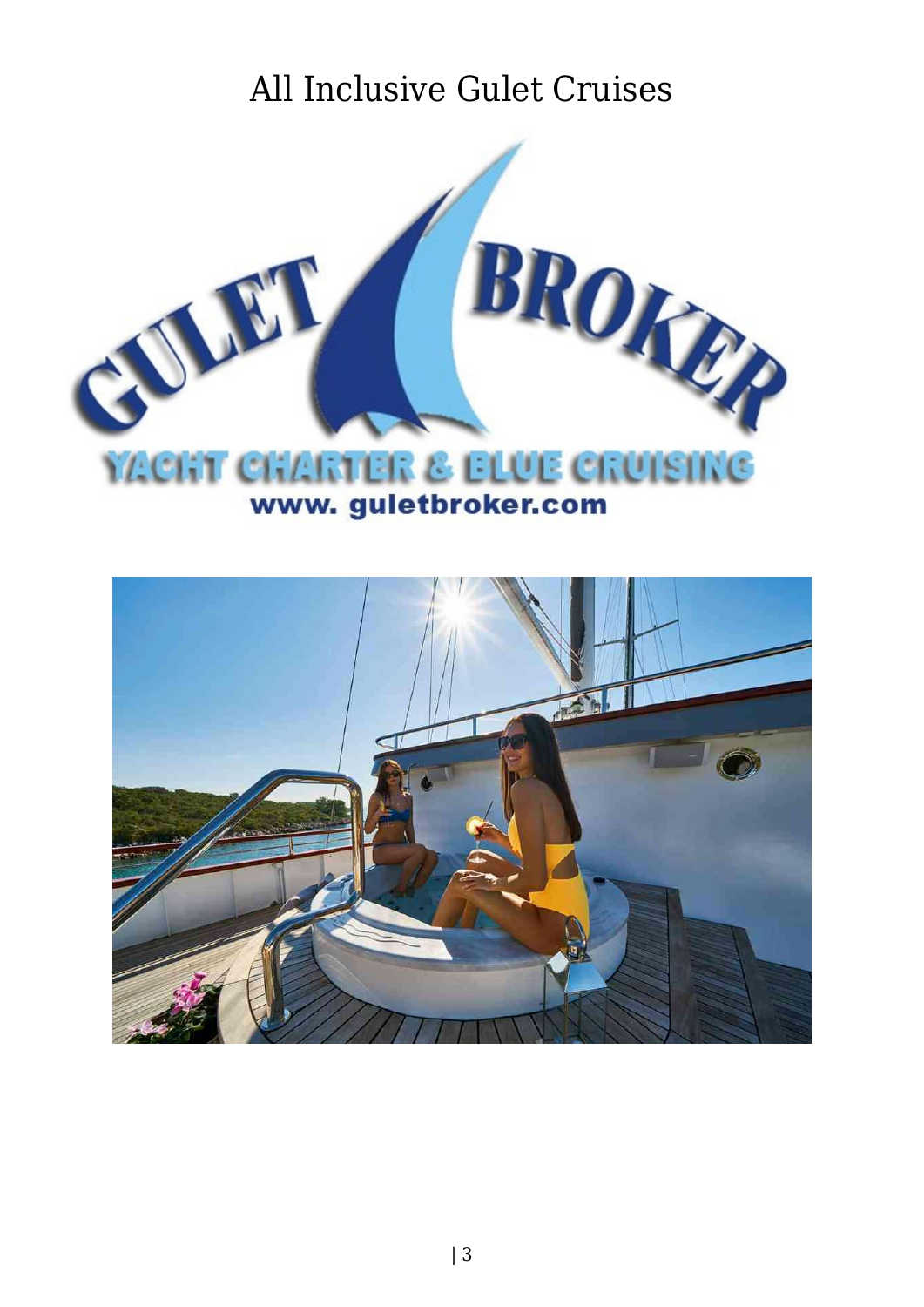# All Inclusive Gulet Cruises

GULET BROKER

YACHT CHARTER & BLUE CRUISING

www. guletbroker.com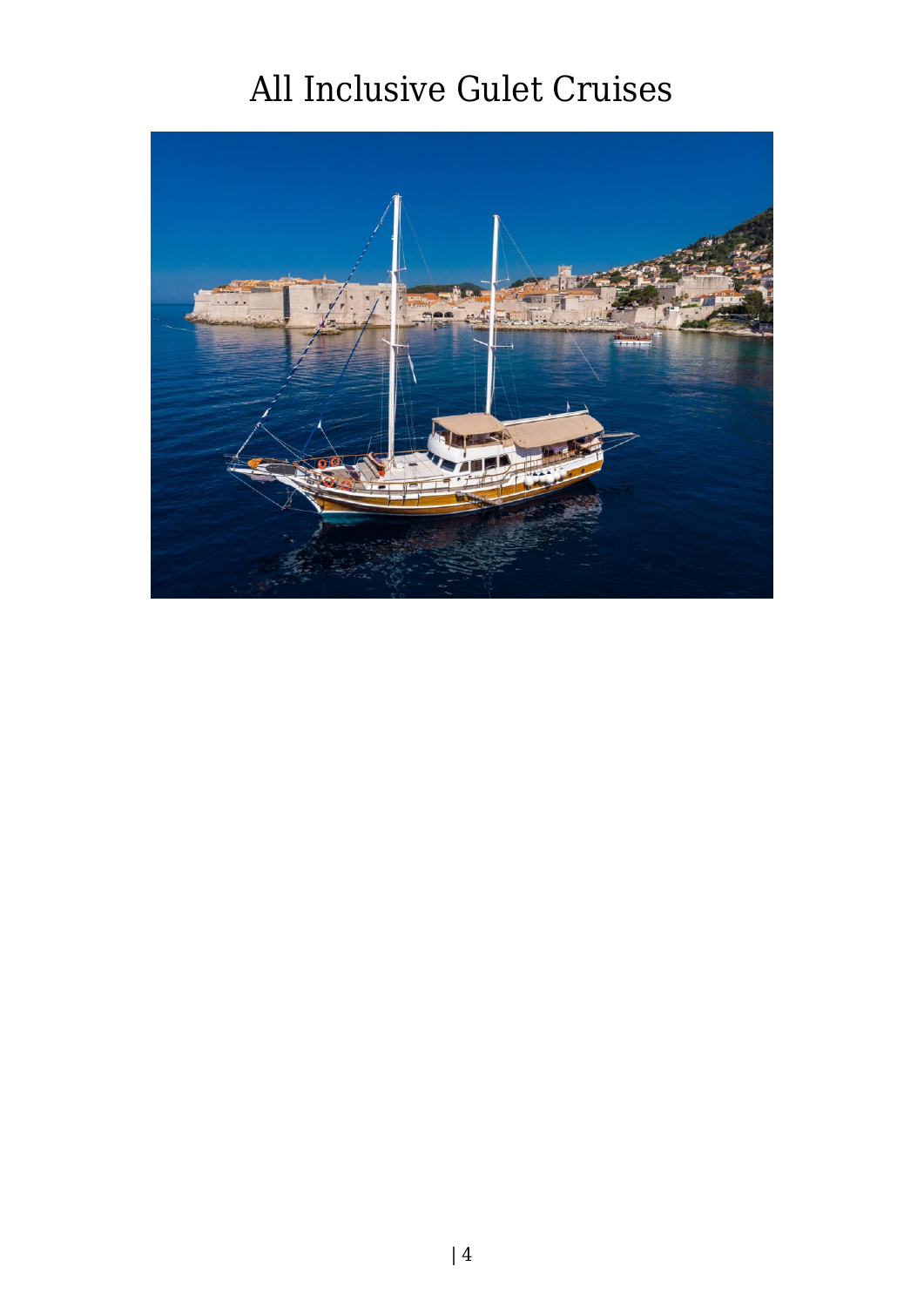# All Inclusive Gulet Cruises